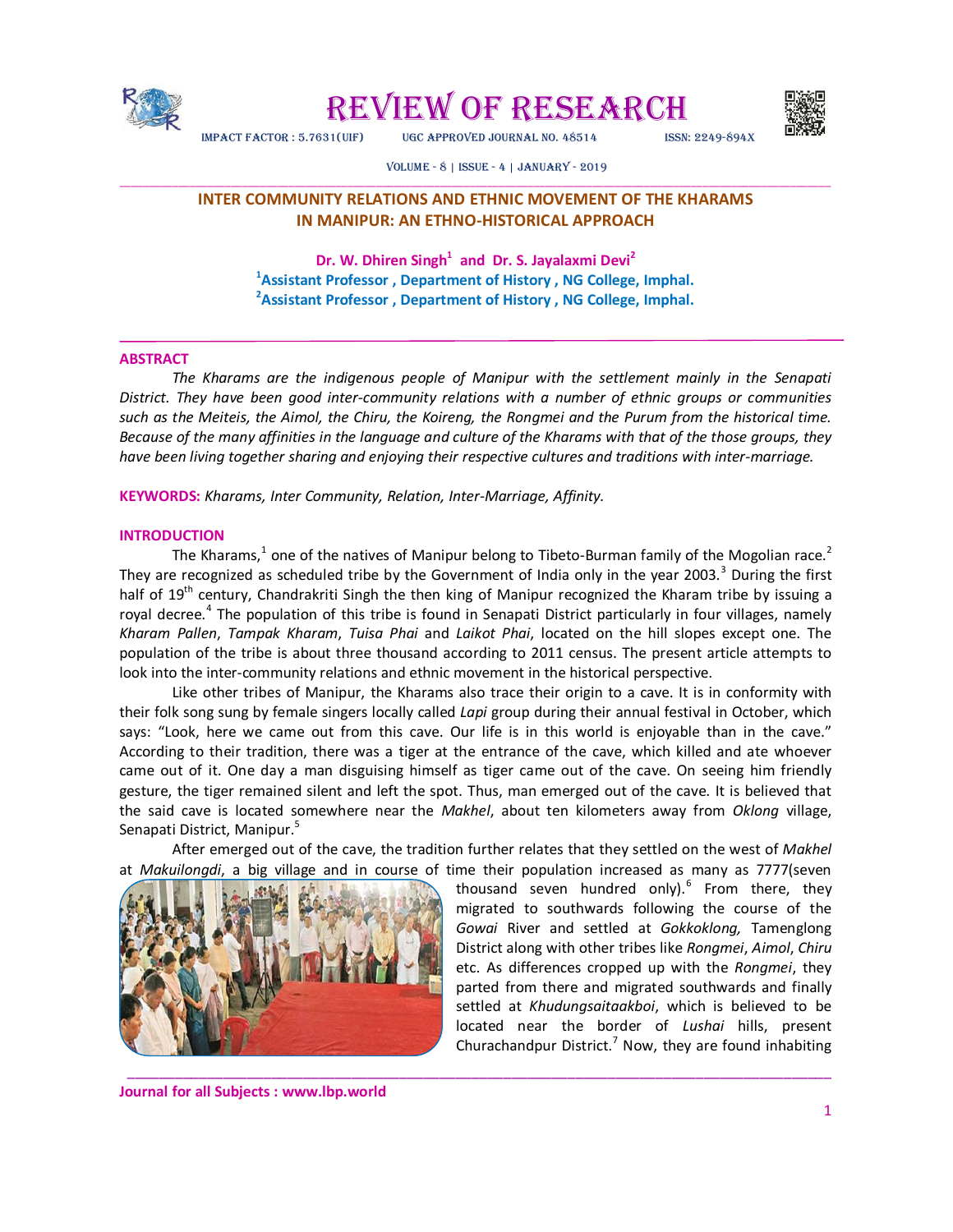# INTER COMMUNITY RELATIONS AND ETHNIC MOVEMENT OF THE KHARAMS IN MANIPUR: AN ETHNO-HISTORICAL APPROACH

**Dr. W. Dhiren Singh[1] and Dr. S. Jayalaxmi Devi[2]**

[1]Assistant Professor , Department of History , NG College, Imphal.
[2]Assistant Professor , Department of History , NG College, Imphal.

## ABSTRACT

*The Kharams are the indigenous people of Manipur with the settlement mainly in the Senapati District. They have been good inter-community relations with a number of ethnic groups or communities such as the Meiteis, the Aimol, the Chiru, the Koireng, the Rongmei and the Purum from the historical time. Because of the many affinities in the language and culture of the Kharams with that of the those groups, they have been living together sharing and enjoying their respective cultures and traditions with inter-marriage.*

**KEYWORDS:** *Kharams, Inter Community, Relation, Inter-Marriage, Affinity.*

## INTRODUCTION

The Kharams,[1] one of the natives of Manipur belong to Tibeto-Burman family of the Mogolian race.[2] They are recognized as scheduled tribe by the Government of India only in the year 2003.[3] During the first half of 19th century, Chandrakriti Singh the then king of Manipur recognized the Kharam tribe by issuing a royal decree.[4] The population of this tribe is found in Senapati District particularly in four villages, namely *Kharam Pallen*, *Tampak Kharam*, *Tuisa Phai* and *Laikot Phai*, located on the hill slopes except one. The population of the tribe is about three thousand according to 2011 census. The present article attempts to look into the inter-community relations and ethnic movement in the historical perspective.

Like other tribes of Manipur, the Kharams also trace their origin to a cave. It is in conformity with their folk song sung by female singers locally called *Lapi* group during their annual festival in October, which says: "Look, here we came out from this cave. Our life is in this world is enjoyable than in the cave." According to their tradition, there was a tiger at the entrance of the cave, which killed and ate whoever came out of it. One day a man disguising himself as tiger came out of the cave. On seeing him friendly gesture, the tiger remained silent and left the spot. Thus, man emerged out of the cave. It is believed that the said cave is located somewhere near the *Makhel*, about ten kilometers away from *Oklong* village, Senapati District, Manipur.[5]

After emerged out of the cave, the tradition further relates that they settled on the west of *Makhel* at *Makuilongdi*, a big village and in course of time their population increased as many as 7777(seven thousand seven hundred only).[6] From there, they migrated to southwards following the course of the *Gowai* River and settled at *Gokkoklong,* Tamenglong District along with other tribes like *Rongmei*, *Aimol*, *Chiru* etc. As differences cropped up with the *Rongmei*, they parted from there and migrated southwards and finally settled at *Khudungsaitaakboi*, which is believed to be located near the border of *Lushai* hills, present Churachandpur District.[7] Now, they are found inhabiting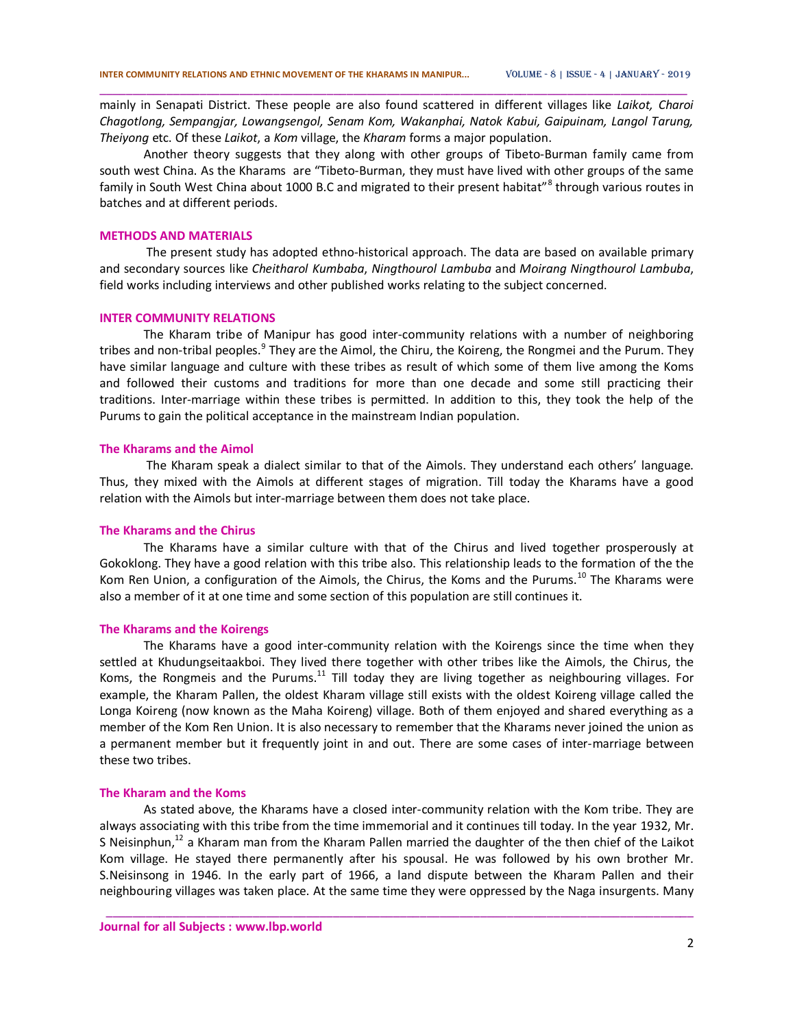mainly in Senapati District. These people are also found scattered in different villages like *Laikot, Charoi Chagotlong, Sempangjar, Lowangsengol, Senam Kom, Wakanphai, Natok Kabui, Gaipuinam, Langol Tarung, Theiyong* etc. Of these *Laikot*, a *Kom* village, the *Kharam* forms a major population.

Another theory suggests that they along with other groups of Tibeto-Burman family came from south west China. As the Kharams are "Tibeto-Burman, they must have lived with other groups of the same family in South West China about 1000 B.C and migrated to their present habitat"[8] through various routes in batches and at different periods.

## METHODS AND MATERIALS

The present study has adopted ethno-historical approach. The data are based on available primary and secondary sources like *Cheitharol Kumbaba*, *Ningthourol Lambuba* and *Moirang Ningthourol Lambuba*, field works including interviews and other published works relating to the subject concerned.

## INTER COMMUNITY RELATIONS

The Kharam tribe of Manipur has good inter-community relations with a number of neighboring tribes and non-tribal peoples.[9] They are the Aimol, the Chiru, the Koireng, the Rongmei and the Purum. They have similar language and culture with these tribes as result of which some of them live among the Koms and followed their customs and traditions for more than one decade and some still practicing their traditions. Inter-marriage within these tribes is permitted. In addition to this, they took the help of the Purums to gain the political acceptance in the mainstream Indian population.

### The Kharams and the Aimol

The Kharam speak a dialect similar to that of the Aimols. They understand each others' language. Thus, they mixed with the Aimols at different stages of migration. Till today the Kharams have a good relation with the Aimols but inter-marriage between them does not take place.

### The Kharams and the Chirus

The Kharams have a similar culture with that of the Chirus and lived together prosperously at Gokoklong. They have a good relation with this tribe also. This relationship leads to the formation of the the Kom Ren Union, a configuration of the Aimols, the Chirus, the Koms and the Purums.[10] The Kharams were also a member of it at one time and some section of this population are still continues it.

### The Kharams and the Koirengs

The Kharams have a good inter-community relation with the Koirengs since the time when they settled at Khudungseitaakboi. They lived there together with other tribes like the Aimols, the Chirus, the Koms, the Rongmeis and the Purums.[11] Till today they are living together as neighbouring villages. For example, the Kharam Pallen, the oldest Kharam village still exists with the oldest Koireng village called the Longa Koireng (now known as the Maha Koireng) village. Both of them enjoyed and shared everything as a member of the Kom Ren Union. It is also necessary to remember that the Kharams never joined the union as a permanent member but it frequently joint in and out. There are some cases of inter-marriage between these two tribes.

### The Kharam and the Koms

As stated above, the Kharams have a closed inter-community relation with the Kom tribe. They are always associating with this tribe from the time immemorial and it continues till today. In the year 1932, Mr. S Neisinphun,[12] a Kharam man from the Kharam Pallen married the daughter of the then chief of the Laikot Kom village. He stayed there permanently after his spousal. He was followed by his own brother Mr. S.Neisinsong in 1946. In the early part of 1966, a land dispute between the Kharam Pallen and their neighbouring villages was taken place. At the same time they were oppressed by the Naga insurgents. Many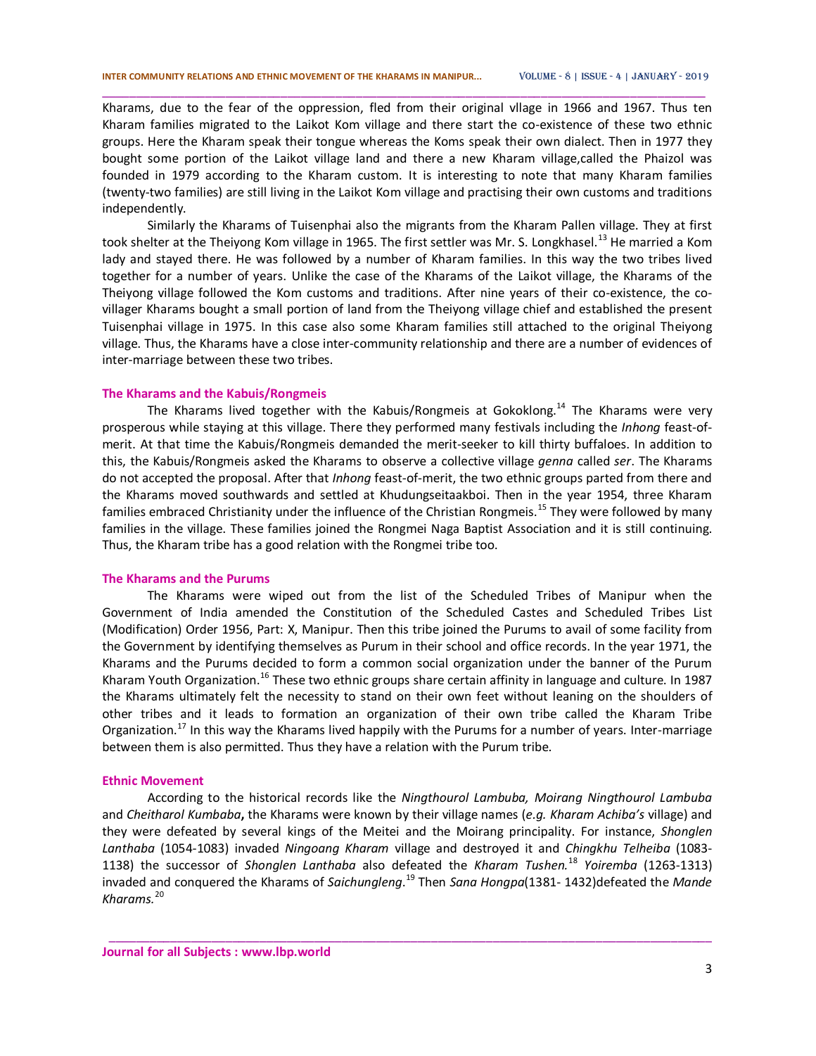Kharams, due to the fear of the oppression, fled from their original vllage in 1966 and 1967. Thus ten Kharam families migrated to the Laikot Kom village and there start the co-existence of these two ethnic groups. Here the Kharam speak their tongue whereas the Koms speak their own dialect. Then in 1977 they bought some portion of the Laikot village land and there a new Kharam village,called the Phaizol was founded in 1979 according to the Kharam custom. It is interesting to note that many Kharam families (twenty-two families) are still living in the Laikot Kom village and practising their own customs and traditions independently.

Similarly the Kharams of Tuisenphai also the migrants from the Kharam Pallen village. They at first took shelter at the Theiyong Kom village in 1965. The first settler was Mr. S. Longkhasel.[13] He married a Kom lady and stayed there. He was followed by a number of Kharam families. In this way the two tribes lived together for a number of years. Unlike the case of the Kharams of the Laikot village, the Kharams of the Theiyong village followed the Kom customs and traditions. After nine years of their co-existence, the co-villager Kharams bought a small portion of land from the Theiyong village chief and established the present Tuisenphai village in 1975. In this case also some Kharam families still attached to the original Theiyong village. Thus, the Kharams have a close inter-community relationship and there are a number of evidences of inter-marriage between these two tribes.

### The Kharams and the Kabuis/Rongmeis

The Kharams lived together with the Kabuis/Rongmeis at Gokoklong.[14] The Kharams were very prosperous while staying at this village. There they performed many festivals including the *Inhong* feast-of-merit. At that time the Kabuis/Rongmeis demanded the merit-seeker to kill thirty buffaloes. In addition to this, the Kabuis/Rongmeis asked the Kharams to observe a collective village *genna* called *ser*. The Kharams do not accepted the proposal. After that *Inhong* feast-of-merit, the two ethnic groups parted from there and the Kharams moved southwards and settled at Khudungseitaakboi. Then in the year 1954, three Kharam families embraced Christianity under the influence of the Christian Rongmeis.[15] They were followed by many families in the village. These families joined the Rongmei Naga Baptist Association and it is still continuing. Thus, the Kharam tribe has a good relation with the Rongmei tribe too.

### The Kharams and the Purums

The Kharams were wiped out from the list of the Scheduled Tribes of Manipur when the Government of India amended the Constitution of the Scheduled Castes and Scheduled Tribes List (Modification) Order 1956, Part: X, Manipur. Then this tribe joined the Purums to avail of some facility from the Government by identifying themselves as Purum in their school and office records. In the year 1971, the Kharams and the Purums decided to form a common social organization under the banner of the Purum Kharam Youth Organization.[16] These two ethnic groups share certain affinity in language and culture. In 1987 the Kharams ultimately felt the necessity to stand on their own feet without leaning on the shoulders of other tribes and it leads to formation an organization of their own tribe called the Kharam Tribe Organization.[17] In this way the Kharams lived happily with the Purums for a number of years. Inter-marriage between them is also permitted. Thus they have a relation with the Purum tribe.

### Ethnic Movement

According to the historical records like the *Ningthourol Lambuba, Moirang Ningthourol Lambuba* and *Cheitharol Kumbaba*, the Kharams were known by their village names (*e.g. Kharam Achiba's* village) and they were defeated by several kings of the Meitei and the Moirang principality. For instance, *Shonglen Lanthaba* (1054-1083) invaded *Ningoang Kharam* village and destroyed it and *Chingkhu Telheiba* (1083-1138) the successor of *Shonglen Lanthaba* also defeated the *Kharam Tushen.*[18] *Yoiremba* (1263-1313) invaded and conquered the Kharams of *Saichungleng.*[19] Then *Sana Hongpa*(1381- 1432)defeated the *Mande Kharams.*[20]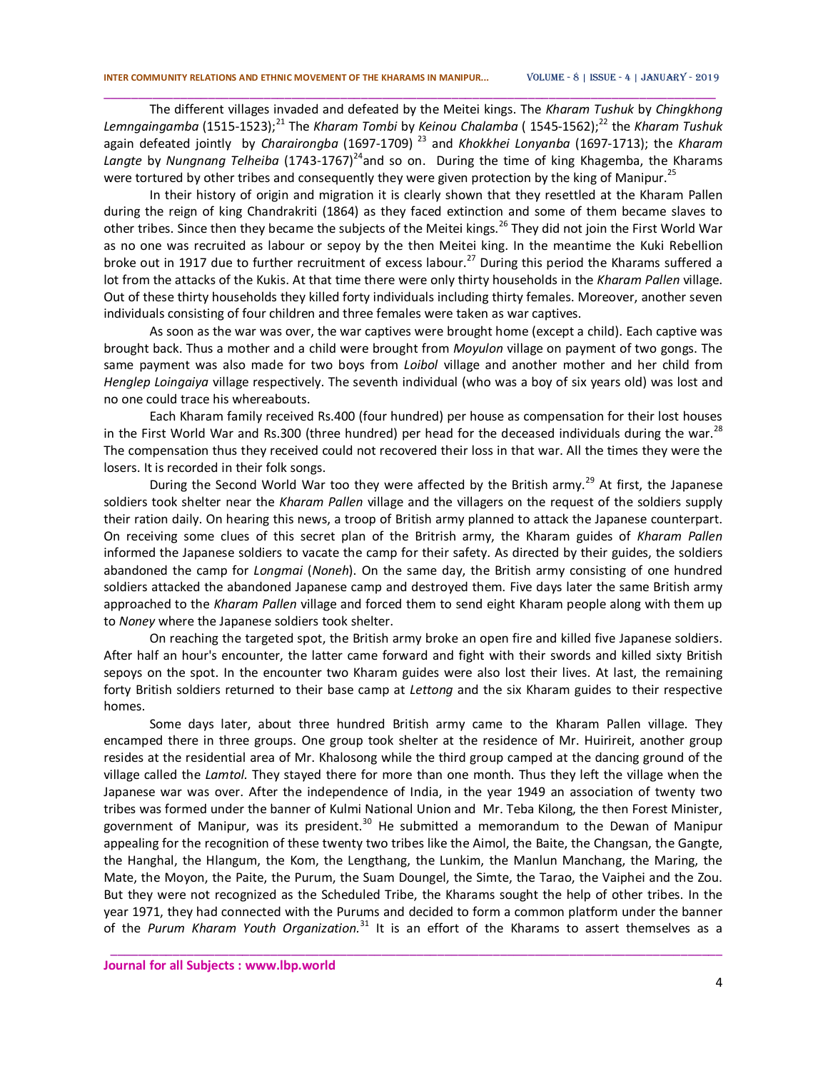The different villages invaded and defeated by the Meitei kings. The *Kharam Tushuk* by *Chingkhong Lemngaingamba* (1515-1523);[21] The *Kharam Tombi* by *Keinou Chalamba* ( 1545-1562);[22] the *Kharam Tushuk* again defeated jointly by *Charairongba* (1697-1709) [23] and *Khokkhei Lonyanba* (1697-1713); the *Kharam Langte* by *Nungnang Telheiba* (1743-1767)[24]and so on. During the time of king Khagemba, the Kharams were tortured by other tribes and consequently they were given protection by the king of Manipur.[25]

In their history of origin and migration it is clearly shown that they resettled at the Kharam Pallen during the reign of king Chandrakriti (1864) as they faced extinction and some of them became slaves to other tribes. Since then they became the subjects of the Meitei kings.[26] They did not join the First World War as no one was recruited as labour or sepoy by the then Meitei king. In the meantime the Kuki Rebellion broke out in 1917 due to further recruitment of excess labour.[27] During this period the Kharams suffered a lot from the attacks of the Kukis. At that time there were only thirty households in the *Kharam Pallen* village. Out of these thirty households they killed forty individuals including thirty females. Moreover, another seven individuals consisting of four children and three females were taken as war captives.

As soon as the war was over, the war captives were brought home (except a child). Each captive was brought back. Thus a mother and a child were brought from *Moyulon* village on payment of two gongs. The same payment was also made for two boys from *Loibol* village and another mother and her child from *Henglep Loingaiya* village respectively. The seventh individual (who was a boy of six years old) was lost and no one could trace his whereabouts.

Each Kharam family received Rs.400 (four hundred) per house as compensation for their lost houses in the First World War and Rs.300 (three hundred) per head for the deceased individuals during the war.[28] The compensation thus they received could not recovered their loss in that war. All the times they were the losers. It is recorded in their folk songs.

During the Second World War too they were affected by the British army.[29] At first, the Japanese soldiers took shelter near the *Kharam Pallen* village and the villagers on the request of the soldiers supply their ration daily. On hearing this news, a troop of British army planned to attack the Japanese counterpart. On receiving some clues of this secret plan of the Britrish army, the Kharam guides of *Kharam Pallen* informed the Japanese soldiers to vacate the camp for their safety. As directed by their guides, the soldiers abandoned the camp for *Longmai* (*Noneh*). On the same day, the British army consisting of one hundred soldiers attacked the abandoned Japanese camp and destroyed them. Five days later the same British army approached to the *Kharam Pallen* village and forced them to send eight Kharam people along with them up to *Noney* where the Japanese soldiers took shelter.

On reaching the targeted spot, the British army broke an open fire and killed five Japanese soldiers. After half an hour's encounter, the latter came forward and fight with their swords and killed sixty British sepoys on the spot. In the encounter two Kharam guides were also lost their lives. At last, the remaining forty British soldiers returned to their base camp at *Lettong* and the six Kharam guides to their respective homes.

Some days later, about three hundred British army came to the Kharam Pallen village. They encamped there in three groups. One group took shelter at the residence of Mr. Huirireit, another group resides at the residential area of Mr. Khalosong while the third group camped at the dancing ground of the village called the *Lamtol.* They stayed there for more than one month. Thus they left the village when the Japanese war was over. After the independence of India, in the year 1949 an association of twenty two tribes was formed under the banner of Kulmi National Union and Mr. Teba Kilong, the then Forest Minister, government of Manipur, was its president.[30] He submitted a memorandum to the Dewan of Manipur appealing for the recognition of these twenty two tribes like the Aimol, the Baite, the Changsan, the Gangte, the Hanghal, the Hlangum, the Kom, the Lengthang, the Lunkim, the Manlun Manchang, the Maring, the Mate, the Moyon, the Paite, the Purum, the Suam Doungel, the Simte, the Tarao, the Vaiphei and the Zou. But they were not recognized as the Scheduled Tribe, the Kharams sought the help of other tribes. In the year 1971, they had connected with the Purums and decided to form a common platform under the banner of the *Purum Kharam Youth Organization.*[31] It is an effort of the Kharams to assert themselves as a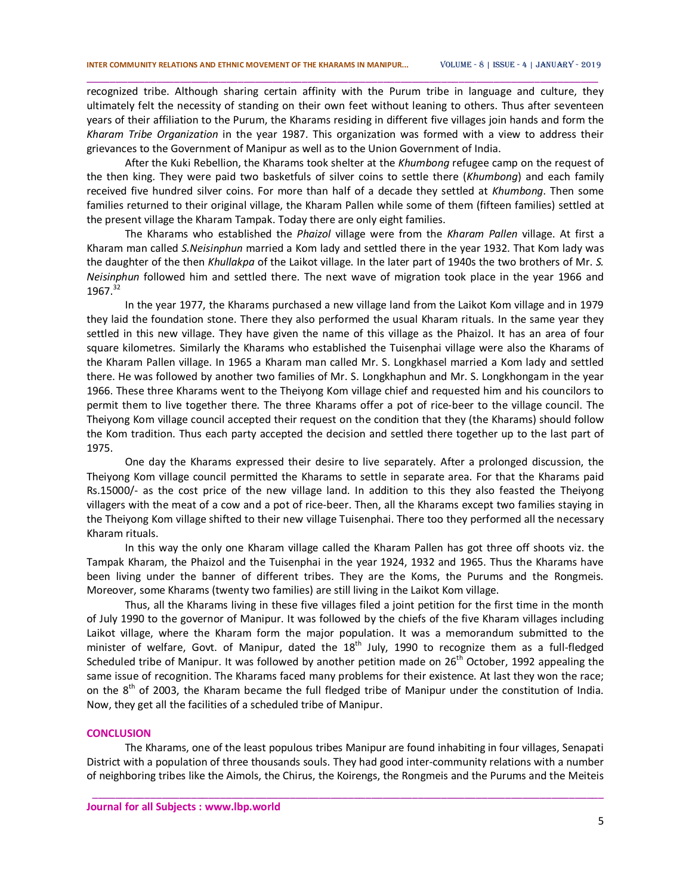recognized tribe. Although sharing certain affinity with the Purum tribe in language and culture, they ultimately felt the necessity of standing on their own feet without leaning to others. Thus after seventeen years of their affiliation to the Purum, the Kharams residing in different five villages join hands and form the *Kharam Tribe Organization* in the year 1987. This organization was formed with a view to address their grievances to the Government of Manipur as well as to the Union Government of India.

After the Kuki Rebellion, the Kharams took shelter at the *Khumbong* refugee camp on the request of the then king. They were paid two basketfuls of silver coins to settle there (*Khumbong*) and each family received five hundred silver coins. For more than half of a decade they settled at *Khumbong*. Then some families returned to their original village, the Kharam Pallen while some of them (fifteen families) settled at the present village the Kharam Tampak. Today there are only eight families.

The Kharams who established the *Phaizol* village were from the *Kharam Pallen* village. At first a Kharam man called *S.Neisinphun* married a Kom lady and settled there in the year 1932. That Kom lady was the daughter of the then *Khullakpa* of the Laikot village. In the later part of 1940s the two brothers of Mr. *S. Neisinphun* followed him and settled there. The next wave of migration took place in the year 1966 and 1967.[32]

In the year 1977, the Kharams purchased a new village land from the Laikot Kom village and in 1979 they laid the foundation stone. There they also performed the usual Kharam rituals. In the same year they settled in this new village. They have given the name of this village as the Phaizol. It has an area of four square kilometres. Similarly the Kharams who established the Tuisenphai village were also the Kharams of the Kharam Pallen village. In 1965 a Kharam man called Mr. S. Longkhasel married a Kom lady and settled there. He was followed by another two families of Mr. S. Longkhaphun and Mr. S. Longkhongam in the year 1966. These three Kharams went to the Theiyong Kom village chief and requested him and his councilors to permit them to live together there. The three Kharams offer a pot of rice-beer to the village council. The Theiyong Kom village council accepted their request on the condition that they (the Kharams) should follow the Kom tradition. Thus each party accepted the decision and settled there together up to the last part of 1975.

One day the Kharams expressed their desire to live separately. After a prolonged discussion, the Theiyong Kom village council permitted the Kharams to settle in separate area. For that the Kharams paid Rs.15000/- as the cost price of the new village land. In addition to this they also feasted the Theiyong villagers with the meat of a cow and a pot of rice-beer. Then, all the Kharams except two families staying in the Theiyong Kom village shifted to their new village Tuisenphai. There too they performed all the necessary Kharam rituals.

In this way the only one Kharam village called the Kharam Pallen has got three off shoots viz. the Tampak Kharam, the Phaizol and the Tuisenphai in the year 1924, 1932 and 1965. Thus the Kharams have been living under the banner of different tribes. They are the Koms, the Purums and the Rongmeis. Moreover, some Kharams (twenty two families) are still living in the Laikot Kom village.

Thus, all the Kharams living in these five villages filed a joint petition for the first time in the month of July 1990 to the governor of Manipur. It was followed by the chiefs of the five Kharam villages including Laikot village, where the Kharam form the major population. It was a memorandum submitted to the minister of welfare, Govt. of Manipur, dated the 18th July, 1990 to recognize them as a full-fledged Scheduled tribe of Manipur. It was followed by another petition made on 26th October, 1992 appealing the same issue of recognition. The Kharams faced many problems for their existence. At last they won the race; on the 8th of 2003, the Kharam became the full fledged tribe of Manipur under the constitution of India. Now, they get all the facilities of a scheduled tribe of Manipur.

## CONCLUSION

The Kharams, one of the least populous tribes Manipur are found inhabiting in four villages, Senapati District with a population of three thousands souls. They had good inter-community relations with a number of neighboring tribes like the Aimols, the Chirus, the Koirengs, the Rongmeis and the Purums and the Meiteis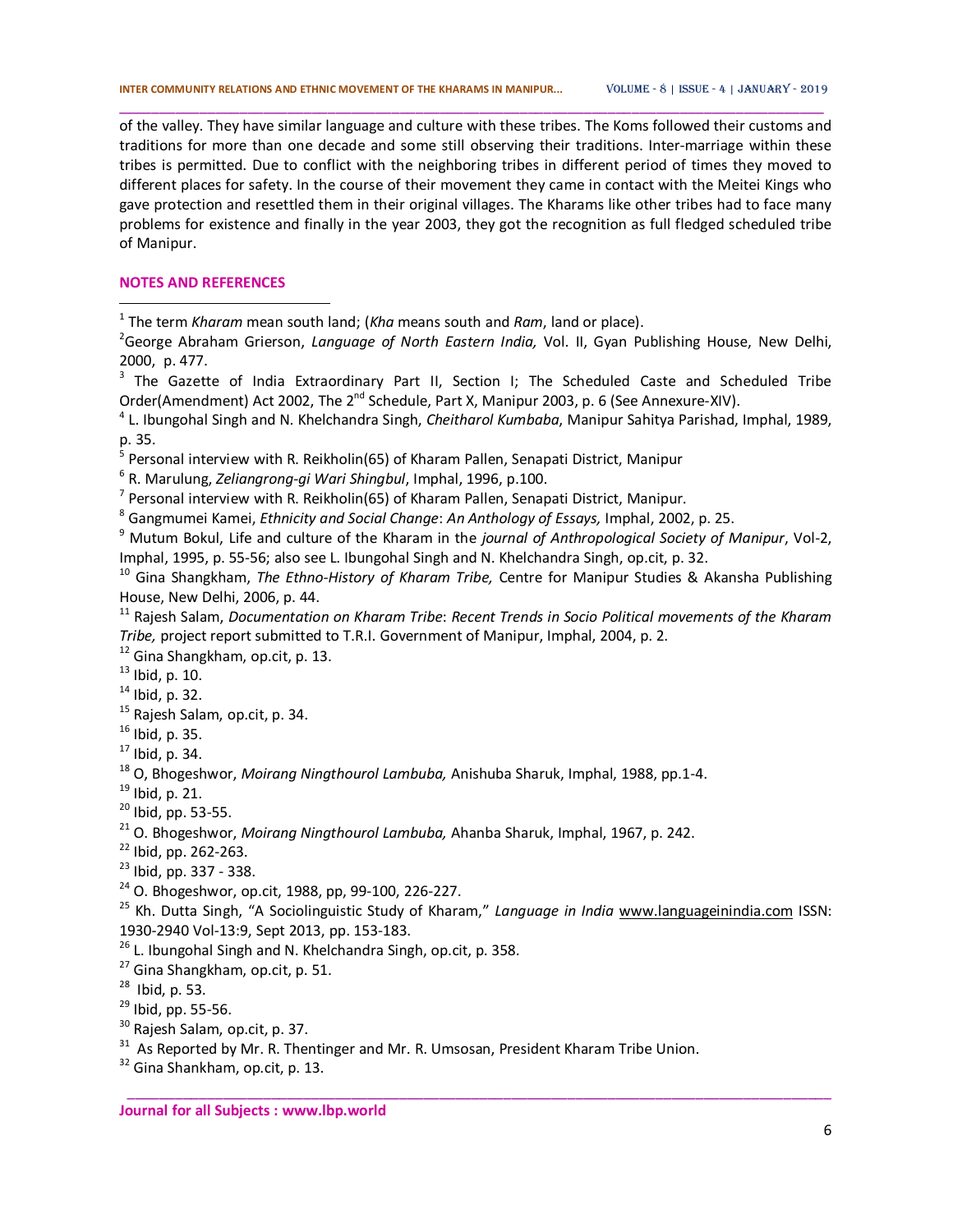of the valley. They have similar language and culture with these tribes. The Koms followed their customs and traditions for more than one decade and some still observing their traditions. Inter-marriage within these tribes is permitted. Due to conflict with the neighboring tribes in different period of times they moved to different places for safety. In the course of their movement they came in contact with the Meitei Kings who gave protection and resettled them in their original villages. The Kharams like other tribes had to face many problems for existence and finally in the year 2003, they got the recognition as full fledged scheduled tribe of Manipur.

## NOTES AND REFERENCES

[1] The term *Kharam* mean south land; (*Kha* means south and *Ram*, land or place).

[2] George Abraham Grierson, *Language of North Eastern India,* Vol. II, Gyan Publishing House, New Delhi, 2000, p. 477.

[3] The Gazette of India Extraordinary Part II, Section I; The Scheduled Caste and Scheduled Tribe Order(Amendment) Act 2002, The 2nd Schedule, Part X, Manipur 2003, p. 6 (See Annexure-XIV).

[4] L. Ibungohal Singh and N. Khelchandra Singh, *Cheitharol Kumbaba*, Manipur Sahitya Parishad, Imphal, 1989, p. 35.

[5] Personal interview with R. Reikholin(65) of Kharam Pallen, Senapati District, Manipur

[6] R. Marulung, *Zeliangrong-gi Wari Shingbul*, Imphal, 1996, p.100.

[7] Personal interview with R. Reikholin(65) of Kharam Pallen, Senapati District, Manipur.

[8] Gangmumei Kamei, *Ethnicity and Social Change*: *An Anthology of Essays,* Imphal, 2002, p. 25.

[9] Mutum Bokul, Life and culture of the Kharam in the *journal of Anthropological Society of Manipur*, Vol-2, Imphal, 1995, p. 55-56; also see L. Ibungohal Singh and N. Khelchandra Singh, op.cit, p. 32.

[10] Gina Shangkham, *The Ethno-History of Kharam Tribe,* Centre for Manipur Studies & Akansha Publishing House, New Delhi, 2006, p. 44.

[11] Rajesh Salam, *Documentation on Kharam Tribe*: *Recent Trends in Socio Political movements of the Kharam Tribe,* project report submitted to T.R.I. Government of Manipur, Imphal, 2004, p. 2.

[12] Gina Shangkham, op.cit, p. 13.

[13] Ibid, p. 10.

[14] Ibid, p. 32.

[15] Rajesh Salam, op.cit, p. 34.

[16] Ibid, p. 35.

[17] Ibid, p. 34.

[18] O, Bhogeshwor, *Moirang Ningthourol Lambuba,* Anishuba Sharuk, Imphal, 1988, pp.1-4.

[19] Ibid, p. 21.

[20] Ibid, pp. 53-55.

[21] O. Bhogeshwor, *Moirang Ningthourol Lambuba,* Ahanba Sharuk, Imphal, 1967, p. 242.

[22] Ibid, pp. 262-263.

[23] Ibid, pp. 337 - 338.

[24] O. Bhogeshwor, op.cit, 1988, pp, 99-100, 226-227.

[25] Kh. Dutta Singh, "A Sociolinguistic Study of Kharam," *Language in India* www.languageinindia.com ISSN: 1930-2940 Vol-13:9, Sept 2013, pp. 153-183.

[26] L. Ibungohal Singh and N. Khelchandra Singh, op.cit, p. 358.

[27] Gina Shangkham, op.cit, p. 51.

[28] Ibid, p. 53.

[29] Ibid, pp. 55-56.

[30] Rajesh Salam, op.cit, p. 37.

[31] As Reported by Mr. R. Thentinger and Mr. R. Umsosan, President Kharam Tribe Union.

[32] Gina Shankham, op.cit, p. 13.